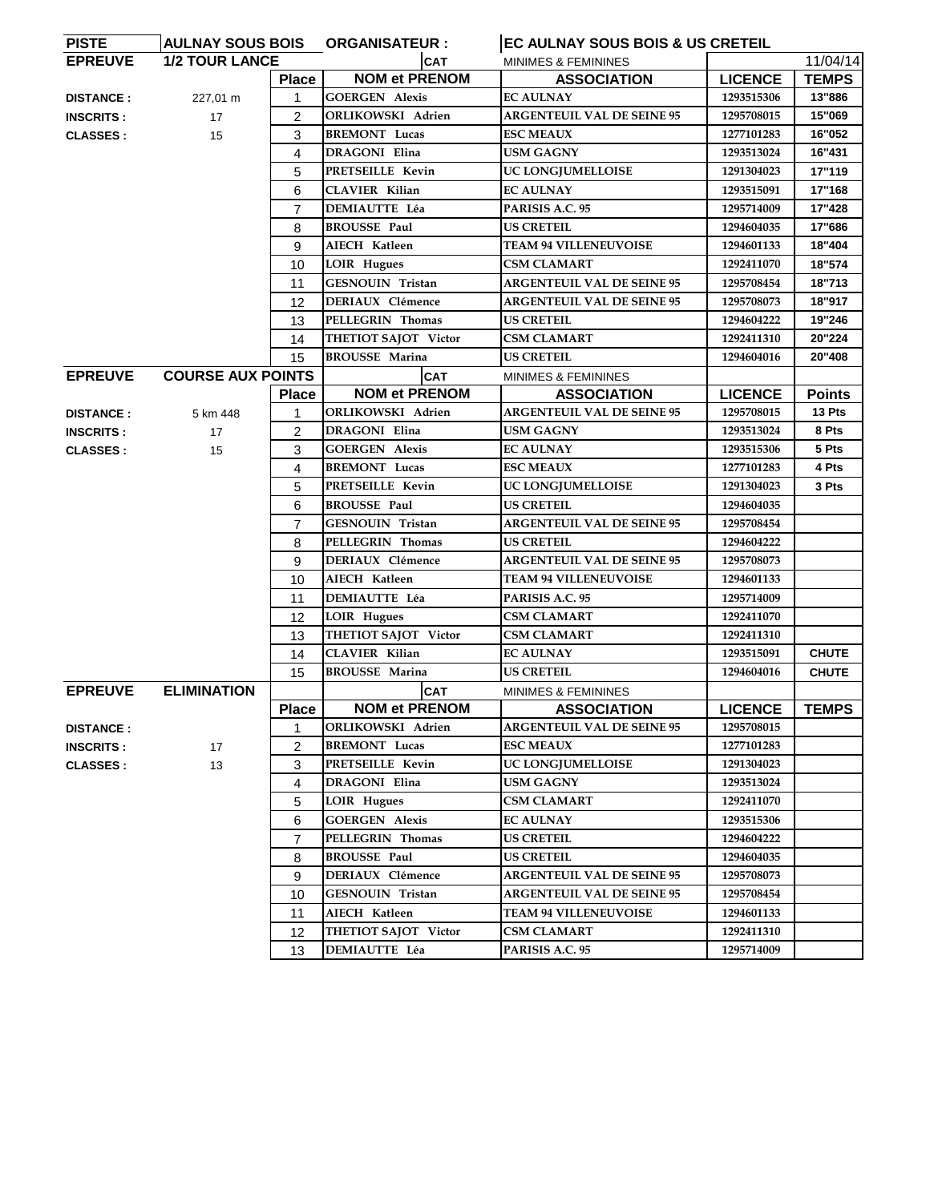| PISTE | AULNAY SOUS BOIS | ORGANISATEUR : | | EC AULNAY SOUS BOIS & US CRETEIL | | |
|---|---|---|---|---|---|---|
| **EPREUVE** | **1/2 TOUR LANCE** | | **CAT** | MINIMES & FEMININES | | 11/04/14 |
| | | **Place** | **NOM et PRENOM** | **ASSOCIATION** | **LICENCE** | **TEMPS** |
| **DISTANCE :** | 227,01 m | 1 | GOERGEN Alexis | EC AULNAY | 1293515306 | 13"886 |
| **INSCRITS :** | 17 | 2 | ORLIKOWSKI Adrien | ARGENTEUIL VAL DE SEINE 95 | 1295708015 | 15"069 |
| **CLASSES :** | 15 | 3 | BREMONT Lucas | ESC MEAUX | 1277101283 | 16"052 |
| | | 4 | DRAGONI Elina | USM GAGNY | 1293513024 | 16"431 |
| | | 5 | PRETSEILLE Kevin | UC LONGJUMELLOISE | 1291304023 | 17"119 |
| | | 6 | CLAVIER Kilian | EC AULNAY | 1293515091 | 17"168 |
| | | 7 | DEMIAUTTE Léa | PARISIS A.C. 95 | 1295714009 | 17"428 |
| | | 8 | BROUSSE Paul | US CRETEIL | 1294604035 | 17"686 |
| | | 9 | AIECH Katleen | TEAM 94 VILLENEUVOISE | 1294601133 | 18"404 |
| | | 10 | LOIR Hugues | CSM CLAMART | 1292411070 | 18"574 |
| | | 11 | GESNOUIN Tristan | ARGENTEUIL VAL DE SEINE 95 | 1295708454 | 18"713 |
| | | 12 | DERIAUX Clémence | ARGENTEUIL VAL DE SEINE 95 | 1295708073 | 18"917 |
| | | 13 | PELLEGRIN Thomas | US CRETEIL | 1294604222 | 19"246 |
| | | 14 | THETIOT SAJOT Victor | CSM CLAMART | 1292411310 | 20"224 |
| | | 15 | BROUSSE Marina | US CRETEIL | 1294604016 | 20"408 |
| **EPREUVE** | **COURSE AUX POINTS** | | **CAT** | MINIMES & FEMININES | | |
| | | **Place** | **NOM et PRENOM** | **ASSOCIATION** | **LICENCE** | **Points** |
| **DISTANCE :** | 5 km 448 | 1 | ORLIKOWSKI Adrien | ARGENTEUIL VAL DE SEINE 95 | 1295708015 | 13 Pts |
| **INSCRITS :** | 17 | 2 | DRAGONI Elina | USM GAGNY | 1293513024 | 8 Pts |
| **CLASSES :** | 15 | 3 | GOERGEN Alexis | EC AULNAY | 1293515306 | 5 Pts |
| | | 4 | BREMONT Lucas | ESC MEAUX | 1277101283 | 4 Pts |
| | | 5 | PRETSEILLE Kevin | UC LONGJUMELLOISE | 1291304023 | 3 Pts |
| | | 6 | BROUSSE Paul | US CRETEIL | 1294604035 | |
| | | 7 | GESNOUIN Tristan | ARGENTEUIL VAL DE SEINE 95 | 1295708454 | |
| | | 8 | PELLEGRIN Thomas | US CRETEIL | 1294604222 | |
| | | 9 | DERIAUX Clémence | ARGENTEUIL VAL DE SEINE 95 | 1295708073 | |
| | | 10 | AIECH Katleen | TEAM 94 VILLENEUVOISE | 1294601133 | |
| | | 11 | DEMIAUTTE Léa | PARISIS A.C. 95 | 1295714009 | |
| | | 12 | LOIR Hugues | CSM CLAMART | 1292411070 | |
| | | 13 | THETIOT SAJOT Victor | CSM CLAMART | 1292411310 | |
| | | 14 | CLAVIER Kilian | EC AULNAY | 1293515091 | CHUTE |
| | | 15 | BROUSSE Marina | US CRETEIL | 1294604016 | CHUTE |
| **EPREUVE** | **ELIMINATION** | | **CAT** | MINIMES & FEMININES | | |
| | | **Place** | **NOM et PRENOM** | **ASSOCIATION** | **LICENCE** | **TEMPS** |
| **DISTANCE :** | | 1 | ORLIKOWSKI Adrien | ARGENTEUIL VAL DE SEINE 95 | 1295708015 | |
| **INSCRITS :** | 17 | 2 | BREMONT Lucas | ESC MEAUX | 1277101283 | |
| **CLASSES :** | 13 | 3 | PRETSEILLE Kevin | UC LONGJUMELLOISE | 1291304023 | |
| | | 4 | DRAGONI Elina | USM GAGNY | 1293513024 | |
| | | 5 | LOIR Hugues | CSM CLAMART | 1292411070 | |
| | | 6 | GOERGEN Alexis | EC AULNAY | 1293515306 | |
| | | 7 | PELLEGRIN Thomas | US CRETEIL | 1294604222 | |
| | | 8 | BROUSSE Paul | US CRETEIL | 1294604035 | |
| | | 9 | DERIAUX Clémence | ARGENTEUIL VAL DE SEINE 95 | 1295708073 | |
| | | 10 | GESNOUIN Tristan | ARGENTEUIL VAL DE SEINE 95 | 1295708454 | |
| | | 11 | AIECH Katleen | TEAM 94 VILLENEUVOISE | 1294601133 | |
| | | 12 | THETIOT SAJOT Victor | CSM CLAMART | 1292411310 | |
| | | 13 | DEMIAUTTE Léa | PARISIS A.C. 95 | 1295714009 | |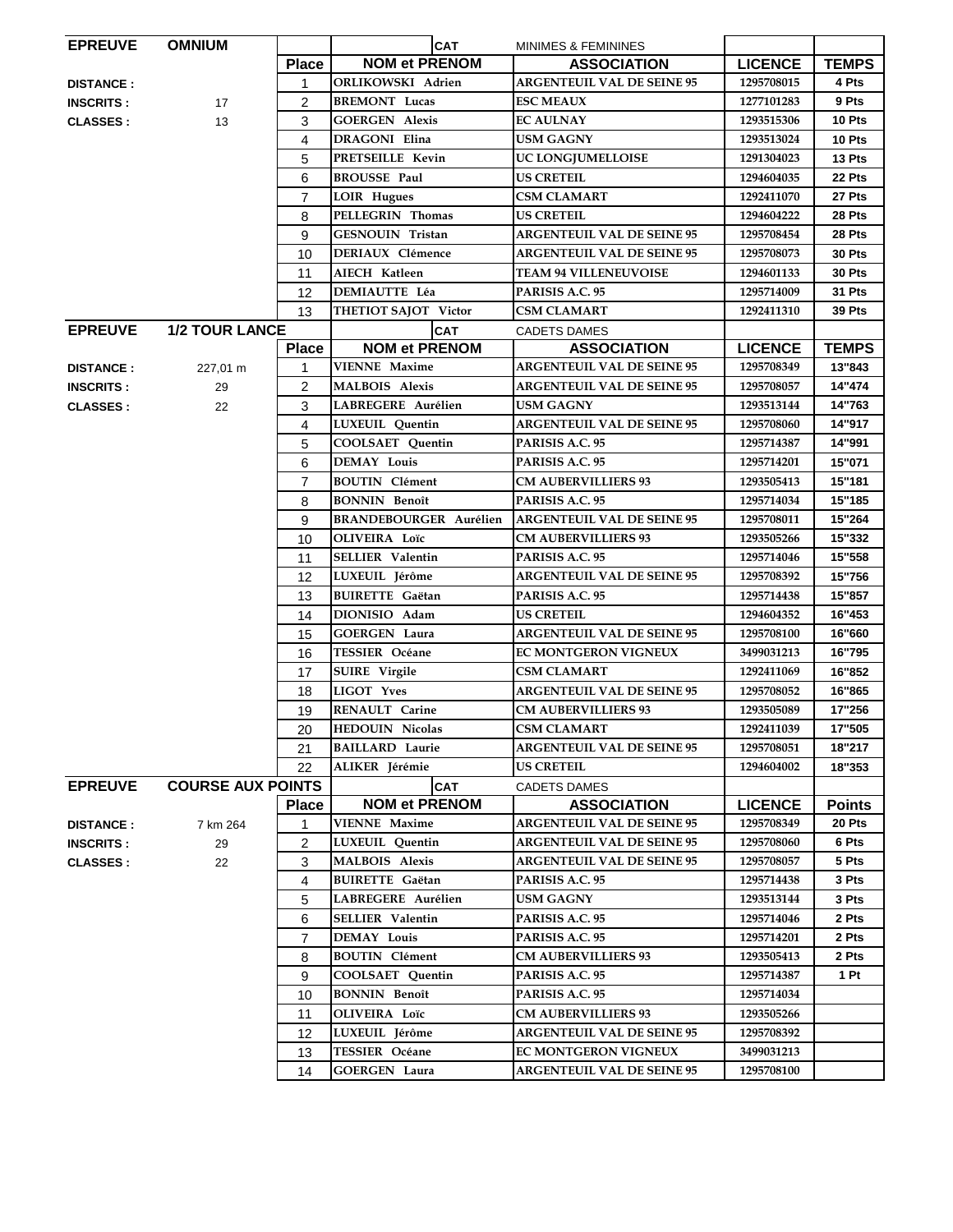| EPREUVE | OMNIUM | | | CAT | MINIMES & FEMININES | | |
|---|---|---|---|---|---|---|---|
| | | Place | NOM et PRENOM | | ASSOCIATION | LICENCE | TEMPS |
| DISTANCE : | | 1 | ORLIKOWSKI Adrien | | ARGENTEUIL VAL DE SEINE 95 | 1295708015 | 4 Pts |
| INSCRITS : | 17 | 2 | BREMONT Lucas | | ESC MEAUX | 1277101283 | 9 Pts |
| CLASSES : | 13 | 3 | GOERGEN Alexis | | EC AULNAY | 1293515306 | 10 Pts |
| | | 4 | DRAGONI Elina | | USM GAGNY | 1293513024 | 10 Pts |
| | | 5 | PRETSEILLE Kevin | | UC LONGJUMELLOISE | 1291304023 | 13 Pts |
| | | 6 | BROUSSE Paul | | US CRETEIL | 1294604035 | 22 Pts |
| | | 7 | LOIR Hugues | | CSM CLAMART | 1292411070 | 27 Pts |
| | | 8 | PELLEGRIN Thomas | | US CRETEIL | 1294604222 | 28 Pts |
| | | 9 | GESNOUIN Tristan | | ARGENTEUIL VAL DE SEINE 95 | 1295708454 | 28 Pts |
| | | 10 | DERIAUX Clémence | | ARGENTEUIL VAL DE SEINE 95 | 1295708073 | 30 Pts |
| | | 11 | AIECH Katleen | | TEAM 94 VILLENEUVOISE | 1294601133 | 30 Pts |
| | | 12 | DEMIAUTTE Léa | | PARISIS A.C. 95 | 1295714009 | 31 Pts |
| | | 13 | THETIOT SAJOT Victor | | CSM CLAMART | 1292411310 | 39 Pts |

| EPREUVE | 1/2 TOUR LANCE | | | CAT | CADETS DAMES | | |
|---|---|---|---|---|---|---|---|
| | | Place | NOM et PRENOM | | ASSOCIATION | LICENCE | TEMPS |
| DISTANCE : | 227,01 m | 1 | VIENNE Maxime | | ARGENTEUIL VAL DE SEINE 95 | 1295708349 | 13"843 |
| INSCRITS : | 29 | 2 | MALBOIS Alexis | | ARGENTEUIL VAL DE SEINE 95 | 1295708057 | 14"474 |
| CLASSES : | 22 | 3 | LABREGERE Aurélien | | USM GAGNY | 1293513144 | 14"763 |
| | | 4 | LUXEUIL Quentin | | ARGENTEUIL VAL DE SEINE 95 | 1295708060 | 14"917 |
| | | 5 | COOLSAET Quentin | | PARISIS A.C. 95 | 1295714387 | 14"991 |
| | | 6 | DEMAY Louis | | PARISIS A.C. 95 | 1295714201 | 15"071 |
| | | 7 | BOUTIN Clément | | CM AUBERVILLIERS 93 | 1293505413 | 15"181 |
| | | 8 | BONNIN Benoît | | PARISIS A.C. 95 | 1295714034 | 15"185 |
| | | 9 | BRANDEBOURGER Aurélien | | ARGENTEUIL VAL DE SEINE 95 | 1295708011 | 15"264 |
| | | 10 | OLIVEIRA Loïc | | CM AUBERVILLIERS 93 | 1293505266 | 15"332 |
| | | 11 | SELLIER Valentin | | PARISIS A.C. 95 | 1295714046 | 15"558 |
| | | 12 | LUXEUIL Jérôme | | ARGENTEUIL VAL DE SEINE 95 | 1295708392 | 15"756 |
| | | 13 | BUIRETTE Gaëtan | | PARISIS A.C. 95 | 1295714438 | 15"857 |
| | | 14 | DIONISIO Adam | | US CRETEIL | 1294604352 | 16"453 |
| | | 15 | GOERGEN Laura | | ARGENTEUIL VAL DE SEINE 95 | 1295708100 | 16"660 |
| | | 16 | TESSIER Océane | | EC MONTGERON VIGNEUX | 3499031213 | 16"795 |
| | | 17 | SUIRE Virgile | | CSM CLAMART | 1292411069 | 16"852 |
| | | 18 | LIGOT Yves | | ARGENTEUIL VAL DE SEINE 95 | 1295708052 | 16"865 |
| | | 19 | RENAULT Carine | | CM AUBERVILLIERS 93 | 1293505089 | 17"256 |
| | | 20 | HEDOUIN Nicolas | | CSM CLAMART | 1292411039 | 17"505 |
| | | 21 | BAILLARD Laurie | | ARGENTEUIL VAL DE SEINE 95 | 1295708051 | 18"217 |
| | | 22 | ALIKER Jérémie | | US CRETEIL | 1294604002 | 18"353 |

| EPREUVE | COURSE AUX POINTS | | | CAT | CADETS DAMES | | |
|---|---|---|---|---|---|---|---|
| | | Place | NOM et PRENOM | | ASSOCIATION | LICENCE | Points |
| DISTANCE : | 7 km 264 | 1 | VIENNE Maxime | | ARGENTEUIL VAL DE SEINE 95 | 1295708349 | 20 Pts |
| INSCRITS : | 29 | 2 | LUXEUIL Quentin | | ARGENTEUIL VAL DE SEINE 95 | 1295708060 | 6 Pts |
| CLASSES : | 22 | 3 | MALBOIS Alexis | | ARGENTEUIL VAL DE SEINE 95 | 1295708057 | 5 Pts |
| | | 4 | BUIRETTE Gaëtan | | PARISIS A.C. 95 | 1295714438 | 3 Pts |
| | | 5 | LABREGERE Aurélien | | USM GAGNY | 1293513144 | 3 Pts |
| | | 6 | SELLIER Valentin | | PARISIS A.C. 95 | 1295714046 | 2 Pts |
| | | 7 | DEMAY Louis | | PARISIS A.C. 95 | 1295714201 | 2 Pts |
| | | 8 | BOUTIN Clément | | CM AUBERVILLIERS 93 | 1293505413 | 2 Pts |
| | | 9 | COOLSAET Quentin | | PARISIS A.C. 95 | 1295714387 | 1 Pt |
| | | 10 | BONNIN Benoît | | PARISIS A.C. 95 | 1295714034 | |
| | | 11 | OLIVEIRA Loïc | | CM AUBERVILLIERS 93 | 1293505266 | |
| | | 12 | LUXEUIL Jérôme | | ARGENTEUIL VAL DE SEINE 95 | 1295708392 | |
| | | 13 | TESSIER Océane | | EC MONTGERON VIGNEUX | 3499031213 | |
| | | 14 | GOERGEN Laura | | ARGENTEUIL VAL DE SEINE 95 | 1295708100 | |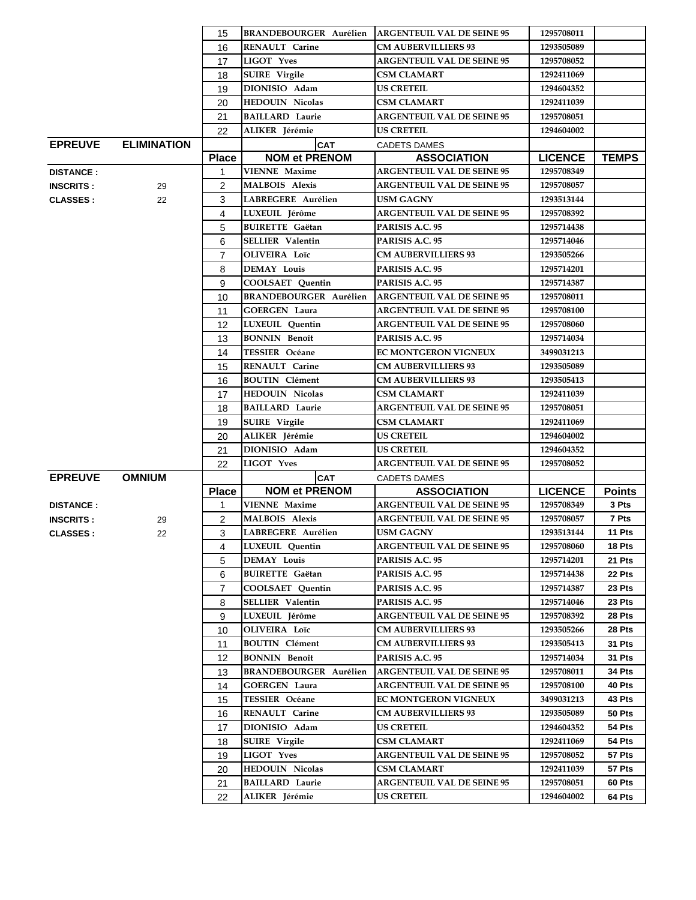| | | Place | NOM et PRENOM | ASSOCIATION | LICENCE | |
|---|---|---|---|---|---|---|
| | | 15 | BRANDEBOURGER Aurélien | ARGENTEUIL VAL DE SEINE 95 | 1295708011 | |
| | | 16 | RENAULT Carine | CM AUBERVILLIERS 93 | 1293505089 | |
| | | 17 | LIGOT Yves | ARGENTEUIL VAL DE SEINE 95 | 1295708052 | |
| | | 18 | SUIRE Virgile | CSM CLAMART | 1292411069 | |
| | | 19 | DIONISIO Adam | US CRETEIL | 1294604352 | |
| | | 20 | HEDOUIN Nicolas | CSM CLAMART | 1292411039 | |
| | | 21 | BAILLARD Laurie | ARGENTEUIL VAL DE SEINE 95 | 1295708051 | |
| | | 22 | ALIKER Jérémie | US CRETEIL | 1294604002 | |

| EPREUVE | ELIMINATION | | CAT | CADETS DAMES | | |
|---|---|---|---|---|---|---|
| | | **Place** | **NOM et PRENOM** | **ASSOCIATION** | **LICENCE** | **TEMPS** |
| **DISTANCE :** | | 1 | VIENNE Maxime | ARGENTEUIL VAL DE SEINE 95 | 1295708349 | |
| **INSCRITS :** | 29 | 2 | MALBOIS Alexis | ARGENTEUIL VAL DE SEINE 95 | 1295708057 | |
| **CLASSES :** | 22 | 3 | LABREGERE Aurélien | USM GAGNY | 1293513144 | |
| | | 4 | LUXEUIL Jérôme | ARGENTEUIL VAL DE SEINE 95 | 1295708392 | |
| | | 5 | BUIRETTE Gaëtan | PARISIS A.C. 95 | 1295714438 | |
| | | 6 | SELLIER Valentin | PARISIS A.C. 95 | 1295714046 | |
| | | 7 | OLIVEIRA Loïc | CM AUBERVILLIERS 93 | 1293505266 | |
| | | 8 | DEMAY Louis | PARISIS A.C. 95 | 1295714201 | |
| | | 9 | COOLSAET Quentin | PARISIS A.C. 95 | 1295714387 | |
| | | 10 | BRANDEBOURGER Aurélien | ARGENTEUIL VAL DE SEINE 95 | 1295708011 | |
| | | 11 | GOERGEN Laura | ARGENTEUIL VAL DE SEINE 95 | 1295708100 | |
| | | 12 | LUXEUIL Quentin | ARGENTEUIL VAL DE SEINE 95 | 1295708060 | |
| | | 13 | BONNIN Benoît | PARISIS A.C. 95 | 1295714034 | |
| | | 14 | TESSIER Océane | EC MONTGERON VIGNEUX | 3499031213 | |
| | | 15 | RENAULT Carine | CM AUBERVILLIERS 93 | 1293505089 | |
| | | 16 | BOUTIN Clément | CM AUBERVILLIERS 93 | 1293505413 | |
| | | 17 | HEDOUIN Nicolas | CSM CLAMART | 1292411039 | |
| | | 18 | BAILLARD Laurie | ARGENTEUIL VAL DE SEINE 95 | 1295708051 | |
| | | 19 | SUIRE Virgile | CSM CLAMART | 1292411069 | |
| | | 20 | ALIKER Jérémie | US CRETEIL | 1294604002 | |
| | | 21 | DIONISIO Adam | US CRETEIL | 1294604352 | |
| | | 22 | LIGOT Yves | ARGENTEUIL VAL DE SEINE 95 | 1295708052 | |

| EPREUVE | OMNIUM | | CAT | CADETS DAMES | | |
|---|---|---|---|---|---|---|
| | | **Place** | **NOM et PRENOM** | **ASSOCIATION** | **LICENCE** | **Points** |
| **DISTANCE :** | | 1 | VIENNE Maxime | ARGENTEUIL VAL DE SEINE 95 | 1295708349 | 3 Pts |
| **INSCRITS :** | 29 | 2 | MALBOIS Alexis | ARGENTEUIL VAL DE SEINE 95 | 1295708057 | 7 Pts |
| **CLASSES :** | 22 | 3 | LABREGERE Aurélien | USM GAGNY | 1293513144 | 11 Pts |
| | | 4 | LUXEUIL Quentin | ARGENTEUIL VAL DE SEINE 95 | 1295708060 | 18 Pts |
| | | 5 | DEMAY Louis | PARISIS A.C. 95 | 1295714201 | 21 Pts |
| | | 6 | BUIRETTE Gaëtan | PARISIS A.C. 95 | 1295714438 | 22 Pts |
| | | 7 | COOLSAET Quentin | PARISIS A.C. 95 | 1295714387 | 23 Pts |
| | | 8 | SELLIER Valentin | PARISIS A.C. 95 | 1295714046 | 23 Pts |
| | | 9 | LUXEUIL Jérôme | ARGENTEUIL VAL DE SEINE 95 | 1295708392 | 28 Pts |
| | | 10 | OLIVEIRA Loïc | CM AUBERVILLIERS 93 | 1293505266 | 28 Pts |
| | | 11 | BOUTIN Clément | CM AUBERVILLIERS 93 | 1293505413 | 31 Pts |
| | | 12 | BONNIN Benoît | PARISIS A.C. 95 | 1295714034 | 31 Pts |
| | | 13 | BRANDEBOURGER Aurélien | ARGENTEUIL VAL DE SEINE 95 | 1295708011 | 34 Pts |
| | | 14 | GOERGEN Laura | ARGENTEUIL VAL DE SEINE 95 | 1295708100 | 40 Pts |
| | | 15 | TESSIER Océane | EC MONTGERON VIGNEUX | 3499031213 | 43 Pts |
| | | 16 | RENAULT Carine | CM AUBERVILLIERS 93 | 1293505089 | 50 Pts |
| | | 17 | DIONISIO Adam | US CRETEIL | 1294604352 | 54 Pts |
| | | 18 | SUIRE Virgile | CSM CLAMART | 1292411069 | 54 Pts |
| | | 19 | LIGOT Yves | ARGENTEUIL VAL DE SEINE 95 | 1295708052 | 57 Pts |
| | | 20 | HEDOUIN Nicolas | CSM CLAMART | 1292411039 | 57 Pts |
| | | 21 | BAILLARD Laurie | ARGENTEUIL VAL DE SEINE 95 | 1295708051 | 60 Pts |
| | | 22 | ALIKER Jérémie | US CRETEIL | 1294604002 | 64 Pts |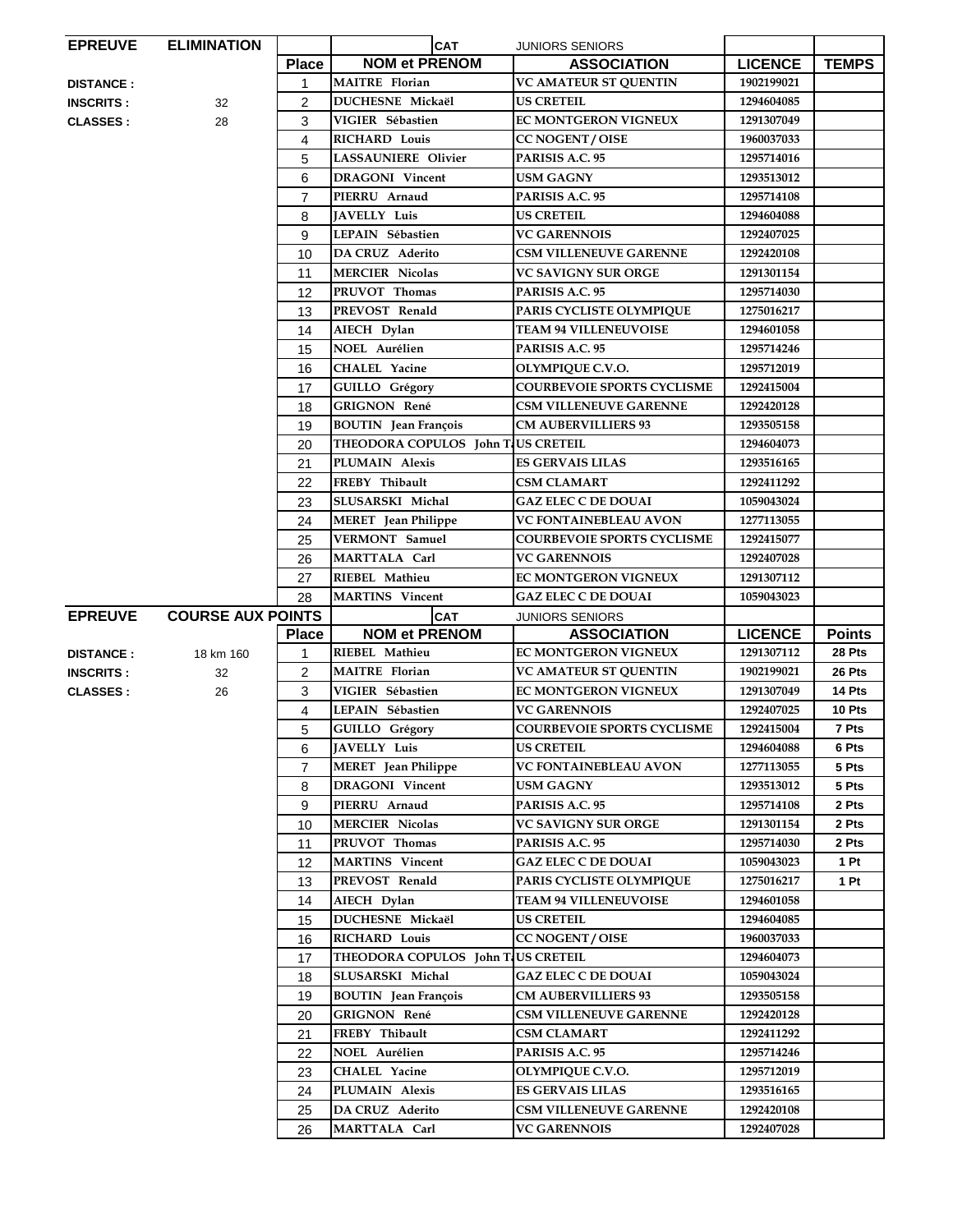| EPREUVE | ELIMINATION | | CAT | JUNIORS SENIORS | | |
|---|---|---|---|---|---|---|
| | | **Place** | **NOM et PRENOM** | **ASSOCIATION** | **LICENCE** | **TEMPS** |
| **DISTANCE :** | | 1 | MAITRE Florian | VC AMATEUR ST QUENTIN | 1902199021 | |
| **INSCRITS :** | 32 | 2 | DUCHESNE Mickaël | US CRETEIL | 1294604085 | |
| **CLASSES :** | 28 | 3 | VIGIER Sébastien | EC MONTGERON VIGNEUX | 1291307049 | |
| | | 4 | RICHARD Louis | CC NOGENT / OISE | 1960037033 | |
| | | 5 | LASSAUNIERE Olivier | PARISIS A.C. 95 | 1295714016 | |
| | | 6 | DRAGONI Vincent | USM GAGNY | 1293513012 | |
| | | 7 | PIERRU Arnaud | PARISIS A.C. 95 | 1295714108 | |
| | | 8 | JAVELLY Luis | US CRETEIL | 1294604088 | |
| | | 9 | LEPAIN Sébastien | VC GARENNOIS | 1292407025 | |
| | | 10 | DA CRUZ Aderito | CSM VILLENEUVE GARENNE | 1292420108 | |
| | | 11 | MERCIER Nicolas | VC SAVIGNY SUR ORGE | 1291301154 | |
| | | 12 | PRUVOT Thomas | PARISIS A.C. 95 | 1295714030 | |
| | | 13 | PREVOST Renald | PARIS CYCLISTE OLYMPIQUE | 1275016217 | |
| | | 14 | AIECH Dylan | TEAM 94 VILLENEUVOISE | 1294601058 | |
| | | 15 | NOEL Aurélien | PARISIS A.C. 95 | 1295714246 | |
| | | 16 | CHALEL Yacine | OLYMPIQUE C.V.O. | 1295712019 | |
| | | 17 | GUILLO Grégory | COURBEVOIE SPORTS CYCLISME | 1292415004 | |
| | | 18 | GRIGNON René | CSM VILLENEUVE GARENNE | 1292420128 | |
| | | 19 | BOUTIN Jean François | CM AUBERVILLIERS 93 | 1293505158 | |
| | | 20 | THEODORA COPULOS John T | US CRETEIL | 1294604073 | |
| | | 21 | PLUMAIN Alexis | ES GERVAIS LILAS | 1293516165 | |
| | | 22 | FREBY Thibault | CSM CLAMART | 1292411292 | |
| | | 23 | SLUSARSKI Michal | GAZ ELEC C DE DOUAI | 1059043024 | |
| | | 24 | MERET Jean Philippe | VC FONTAINEBLEAU AVON | 1277113055 | |
| | | 25 | VERMONT Samuel | COURBEVOIE SPORTS CYCLISME | 1292415077 | |
| | | 26 | MARTTALA Carl | VC GARENNOIS | 1292407028 | |
| | | 27 | RIEBEL Mathieu | EC MONTGERON VIGNEUX | 1291307112 | |
| | | 28 | MARTINS Vincent | GAZ ELEC C DE DOUAI | 1059043023 | |

| EPREUVE | COURSE AUX POINTS | | CAT | JUNIORS SENIORS | | |
|---|---|---|---|---|---|---|
| | | **Place** | **NOM et PRENOM** | **ASSOCIATION** | **LICENCE** | **Points** |
| **DISTANCE :** | 18 km 160 | 1 | RIEBEL Mathieu | EC MONTGERON VIGNEUX | 1291307112 | 28 Pts |
| **INSCRITS :** | 32 | 2 | MAITRE Florian | VC AMATEUR ST QUENTIN | 1902199021 | 26 Pts |
| **CLASSES :** | 26 | 3 | VIGIER Sébastien | EC MONTGERON VIGNEUX | 1291307049 | 14 Pts |
| | | 4 | LEPAIN Sébastien | VC GARENNOIS | 1292407025 | 10 Pts |
| | | 5 | GUILLO Grégory | COURBEVOIE SPORTS CYCLISME | 1292415004 | 7 Pts |
| | | 6 | JAVELLY Luis | US CRETEIL | 1294604088 | 6 Pts |
| | | 7 | MERET Jean Philippe | VC FONTAINEBLEAU AVON | 1277113055 | 5 Pts |
| | | 8 | DRAGONI Vincent | USM GAGNY | 1293513012 | 5 Pts |
| | | 9 | PIERRU Arnaud | PARISIS A.C. 95 | 1295714108 | 2 Pts |
| | | 10 | MERCIER Nicolas | VC SAVIGNY SUR ORGE | 1291301154 | 2 Pts |
| | | 11 | PRUVOT Thomas | PARISIS A.C. 95 | 1295714030 | 2 Pts |
| | | 12 | MARTINS Vincent | GAZ ELEC C DE DOUAI | 1059043023 | 1 Pt |
| | | 13 | PREVOST Renald | PARIS CYCLISTE OLYMPIQUE | 1275016217 | 1 Pt |
| | | 14 | AIECH Dylan | TEAM 94 VILLENEUVOISE | 1294601058 | |
| | | 15 | DUCHESNE Mickaël | US CRETEIL | 1294604085 | |
| | | 16 | RICHARD Louis | CC NOGENT / OISE | 1960037033 | |
| | | 17 | THEODORA COPULOS John T | US CRETEIL | 1294604073 | |
| | | 18 | SLUSARSKI Michal | GAZ ELEC C DE DOUAI | 1059043024 | |
| | | 19 | BOUTIN Jean François | CM AUBERVILLIERS 93 | 1293505158 | |
| | | 20 | GRIGNON René | CSM VILLENEUVE GARENNE | 1292420128 | |
| | | 21 | FREBY Thibault | CSM CLAMART | 1292411292 | |
| | | 22 | NOEL Aurélien | PARISIS A.C. 95 | 1295714246 | |
| | | 23 | CHALEL Yacine | OLYMPIQUE C.V.O. | 1295712019 | |
| | | 24 | PLUMAIN Alexis | ES GERVAIS LILAS | 1293516165 | |
| | | 25 | DA CRUZ Aderito | CSM VILLENEUVE GARENNE | 1292420108 | |
| | | 26 | MARTTALA Carl | VC GARENNOIS | 1292407028 | |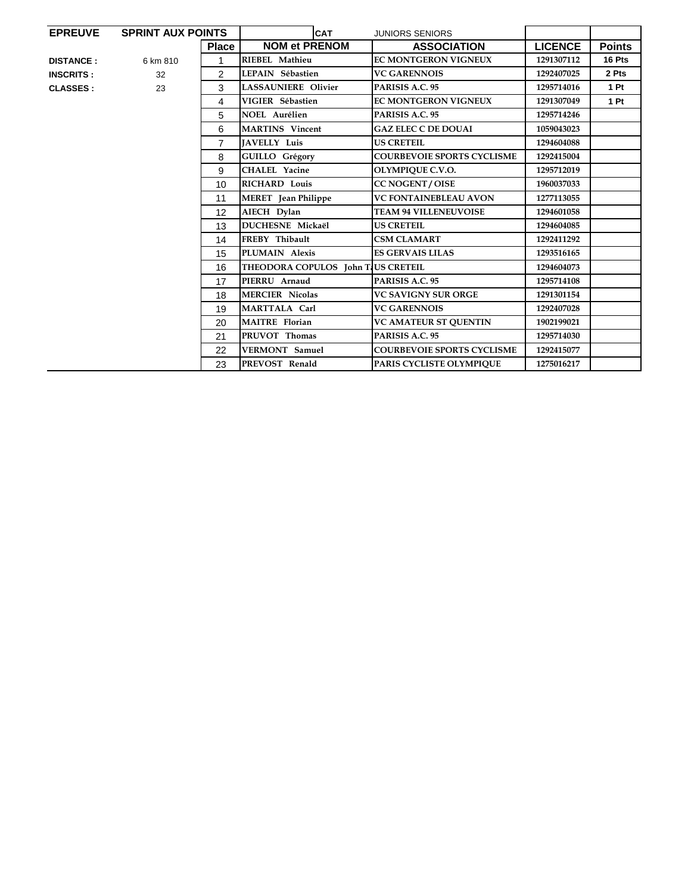| EPREUVE | SPRINT AUX POINTS | | CAT | JUNIORS SENIORS | | |
|---|---|---|---|---|---|---|
| | | **Place** | **NOM et PRENOM** | **ASSOCIATION** | **LICENCE** | **Points** |
| **DISTANCE :** | 6 km 810 | 1 | RIEBEL Mathieu | EC MONTGERON VIGNEUX | 1291307112 | **16 Pts** |
| **INSCRITS :** | 32 | 2 | LEPAIN Sébastien | VC GARENNOIS | 1292407025 | **2 Pts** |
| **CLASSES :** | 23 | 3 | LASSAUNIERE Olivier | PARISIS A.C. 95 | 1295714016 | **1 Pt** |
| | | 4 | VIGIER Sébastien | EC MONTGERON VIGNEUX | 1291307049 | **1 Pt** |
| | | 5 | NOEL Aurélien | PARISIS A.C. 95 | 1295714246 | |
| | | 6 | MARTINS Vincent | GAZ ELEC C DE DOUAI | 1059043023 | |
| | | 7 | JAVELLY Luis | US CRETEIL | 1294604088 | |
| | | 8 | GUILLO Grégory | COURBEVOIE SPORTS CYCLISME | 1292415004 | |
| | | 9 | CHALEL Yacine | OLYMPIQUE C.V.O. | 1295712019 | |
| | | 10 | RICHARD Louis | CC NOGENT / OISE | 1960037033 | |
| | | 11 | MERET Jean Philippe | VC FONTAINEBLEAU AVON | 1277113055 | |
| | | 12 | AIECH Dylan | TEAM 94 VILLENEUVOISE | 1294601058 | |
| | | 13 | DUCHESNE Mickaël | US CRETEIL | 1294604085 | |
| | | 14 | FREBY Thibault | CSM CLAMART | 1292411292 | |
| | | 15 | PLUMAIN Alexis | ES GERVAIS LILAS | 1293516165 | |
| | | 16 | THEODORA COPULOS John T | US CRETEIL | 1294604073 | |
| | | 17 | PIERRU Arnaud | PARISIS A.C. 95 | 1295714108 | |
| | | 18 | MERCIER Nicolas | VC SAVIGNY SUR ORGE | 1291301154 | |
| | | 19 | MARTTALA Carl | VC GARENNOIS | 1292407028 | |
| | | 20 | MAITRE Florian | VC AMATEUR ST QUENTIN | 1902199021 | |
| | | 21 | PRUVOT Thomas | PARISIS A.C. 95 | 1295714030 | |
| | | 22 | VERMONT Samuel | COURBEVOIE SPORTS CYCLISME | 1292415077 | |
| | | 23 | PREVOST Renald | PARIS CYCLISTE OLYMPIQUE | 1275016217 | |